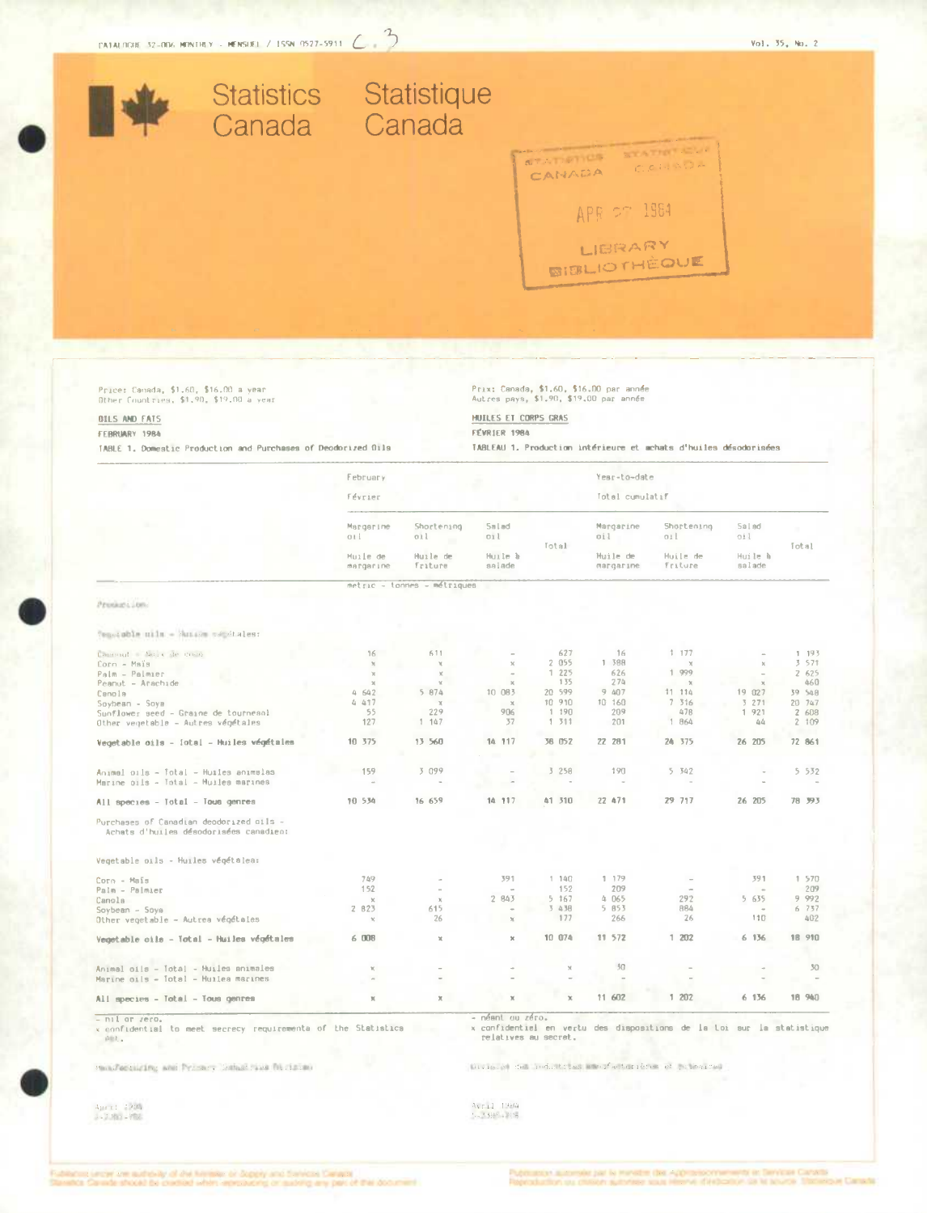CATALOGUE 32-006 MONTHLY - MENSUEL / ISSN 0527-5911

Statistics Canada Statistique Canada

Price: Canada, $1.60, $16.00 a year
Other Countries, $1.90, $19.00 a year

Prix: Canada, $1.60, $16.00 par année
Autres pays, $1.90, $19.00 par année

## OILS AND FATS / HUILES ET CORPS GRAS

FEBRUARY 1984 / FÉVRIER 1984

TABLE 1. Domestic Production and Purchases of Deodorized Oils

TABLEAU 1. Production intérieure et achats d'huiles désodorisées

| | February / Février | | | | Year-to-date / Total cumulatif | | | |
|---|---|---|---|---|---|---|---|---|
| | Margarine oil / Huile de margarine | Shortening oil / Huile de friture | Salad oil / Huile à salade | Total | Margarine oil / Huile de margarine | Shortening oil / Huile de friture | Salad oil / Huile à salade | Total |
| | metric - tonnes - métriques | | | | | | | |
| **Production:** | | | | | | | | |
| Vegetable oils - Huiles végétales: | | | | | | | | |
| Coconut - Noix de coco | 16 | 611 | - | 627 | 16 | 1 177 | - | 1 193 |
| Corn - Maïs | x | x | x | 2 055 | 1 388 | x | x | 3 571 |
| Palm - Palmier | x | x | - | 1 225 | 626 | 1 999 | - | 2 625 |
| Peanut - Arachide | x | x | x | 135 | 274 | x | x | 460 |
| Canola | 4 642 | 5 874 | 10 083 | 20 599 | 9 407 | 11 114 | 19 027 | 39 548 |
| Soybean - Soya | 4 417 | x | x | 10 910 | 10 160 | 7 316 | 3 271 | 20 747 |
| Sunflower seed - Graine de tournesol | 55 | 229 | 906 | 1 190 | 209 | 478 | 1 921 | 2 608 |
| Other vegetable - Autres végétales | 127 | 1 147 | 37 | 1 311 | 201 | 1 864 | 44 | 2 109 |
| **Vegetable oils - Total - Huiles végétales** | **10 375** | **13 560** | **14 117** | **38 052** | **22 281** | **24 375** | **26 205** | **72 861** |
| Animal oils - Total - Huiles animales | 159 | 3 099 | - | 3 258 | 190 | 5 342 | - | 5 532 |
| Marine oils - Total - Huiles marines | - | - | - | - | - | - | - | - |
| **All species - Total - Tous genres** | **10 534** | **16 659** | **14 117** | **41 310** | **22 471** | **29 717** | **26 205** | **78 393** |
| Purchases of Canadian deodorized oils - Achats d'huiles désodorisées canadien: | | | | | | | | |
| Vegetable oils - Huiles végétales: | | | | | | | | |
| Corn - Maïs | 749 | - | 391 | 1 140 | 1 179 | - | 391 | 1 570 |
| Palm - Palmier | 152 | - | - | 152 | 209 | - | - | 209 |
| Canola | x | x | 2 843 | 5 167 | 4 065 | 292 | 5 635 | 9 992 |
| Soybean - Soya | 2 823 | 615 | - | 3 438 | 5 853 | 884 | - | 6 737 |
| Other vegetable - Autres végétales | x | 26 | x | 177 | 266 | 26 | 110 | 402 |
| **Vegetable oils - Total - Huiles végétales** | **6 008** | **x** | **x** | **10 074** | **11 572** | **1 202** | **6 136** | **18 910** |
| Animal oils - Total - Huiles animales | x | - | - | x | 30 | - | - | 30 |
| Marine oils - Total - Huiles marines | - | - | - | - | - | - | - | - |
| **All species - Total - Tous genres** | **x** | **x** | **x** | **x** | **11 602** | **1 202** | **6 136** | **18 940** |

- nil or zero.
x confidential to meet secrecy requirements of the Statistics Act.

- néant ou zéro.
x confidentiel en vertu des dispositions de la Loi sur la statistique relatives au secret.

Manufacturing and Primary Industries Division

Division des industries manufacturières et primaires

April 1984

Avril 1984

Published under the authority of the Minister of Supply and Services Canada. Statistics Canada should be credited when reproducing or quoting any part of this document.

Publication autorisée par le ministre des Approvisionnements et Services Canada. Reproduction ou citation autorisée sous réserve d'indication de la source: Statistique Canada.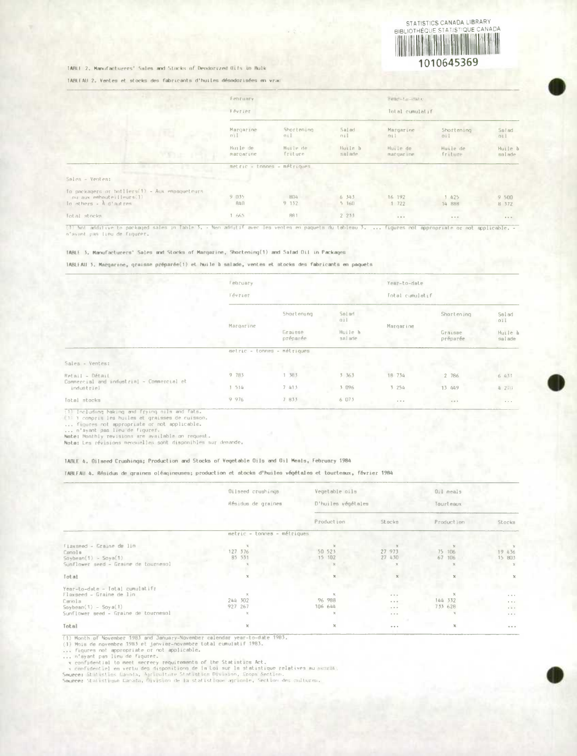STATISTICS CANADA LIBRARY
BIBLIOTHÈQUE STATISTIQUE CANADA

1010645369

TABLE 2. Manufacturers' Sales and Stocks of Deodorized Oils in Bulk

TABLEAU 2. Ventes et stocks des fabricants d'huiles désodorisées en vrac

| | February | | | Year-to-date | | |
|---|---|---|---|---|---|---|
| | Février | | | Total cumulatif | | |
| | Margarine oil | Shortening oil | Salad oil | Margarine oil | Shortening oil | Salad oil |
| | Huile de margarine | Huile de friture | Huile à salade | Huile de margarine | Huile de friture | Huile à salade |
| | metric - tonnes - métriques | | | | | |
| Sales - Ventes: | | | | | | |
| To packagers or bottlers(1) - Aux empaqueteurs ou aux embouteilleurs(1) | 9 035 | 804 | 6 343 | 16 192 | 1 425 | 9 500 |
| To others - À d'autres | 840 | 9 132 | 5 160 | 1 722 | 14 888 | 8 372 |
| Total stocks | 1 665 | 881 | 2 233 | ... | ... | ... |

(1) Not additive to packaged sales in Table 3. - Non additif avec les ventes en paquets du tableau 3. ... figures not appropriate or not applicable. - n'ayant pas lieu de figurer.

TABLE 3. Manufacturers' Sales and Stocks of Margarine, Shortening(1) and Salad Oil in Packages

TABLEAU 3. Margarine, graisse préparée(1) et huile à salade, ventes et stocks des fabricants en paquets

| | February | | | Year-to-date | | |
|---|---|---|---|---|---|---|
| | Février | | | Total cumulatif | | |
| | Margarine | Shortening | Salad oil | Margarine | Shortening | Salad oil |
| | | Graisse préparée | Huile à salade | | Graisse préparée | Huile à salade |
| | metric - tonnes - métriques | | | | | |
| Sales - Ventes: | | | | | | |
| Retail - Détail | 9 783 | 1 383 | 3 363 | 18 734 | 2 786 | 6 431 |
| Commercial and industrial - Commercial et industriel | 1 514 | 7 413 | 3 096 | 3 254 | 13 449 | 4 270 |
| Total stocks | 9 976 | 7 833 | 6 073 | ... | ... | ... |

(1) Including baking and frying oils and fats.
(1) Y compris les huiles et graisses de cuisson.
... figures not appropriate or not applicable.
... n'ayant pas lieu de figurer.
**Note:** Monthly revisions are available on request.
**Nota:** Les révisions mensuelles sont disponibles sur demande.

TABLE 4. Oilseed Crushings; Production and Stocks of Vegetable Oils and Oil Meals, February 1984

TABLEAU 4. Résidus de graines oléagineuses; production et stocks d'huiles végétales et tourteaux, février 1984

| | Oilseed crushings | Vegetable oils | | Oil meals | |
|---|---|---|---|---|---|
| | Résidus de graines | D'huiles végétales | | Tourteaux | |
| | | Production | Stocks | Production | Stocks |
| | metric - tonnes - métriques | | | | |
| Flaxseed - Graine de lin | x | x | x | x | x |
| Canola | 127 376 | 50 523 | 27 973 | 75 106 | 19 436 |
| Soybean(1) - Soya(1) | 85 531 | 15 102 | 27 430 | 67 106 | 15 803 |
| Sunflower seed - Graine de tournesol | x | x | x | x | x |
| **Total** | x | x | x | x | x |
| Year-to-date - Total cumulatif: | | | | | |
| Flaxseed - Graine de lin | x | x | ... | x | ... |
| Canola | 244 302 | 96 988 | ... | 144 332 | ... |
| Soybean(1) - Soya(1) | 927 267 | 106 644 | ... | 733 628 | ... |
| Sunflower seed - Graine de tournesol | x | x | ... | x | ... |
| **Total** | x | x | ... | x | ... |

(1) Month of November 1983 and January-November calendar year-to-date 1983.
(1) Mois de novembre 1983 et janvier-novembre total cumulatif 1983.
... figures not appropriate or not applicable.
... n'ayant pas lieu de figurer.
x confidential to meet secrecy requirements of the Statistics Act.
x confidentiel en vertu des dispositions de la Loi sur la statistique relatives au secret.
**Source:** Statistics Canada, Agriculture Statistics Division, Crops Section.
**Source:** Statistique Canada, Division de la statistique agricole, Section des cultures.